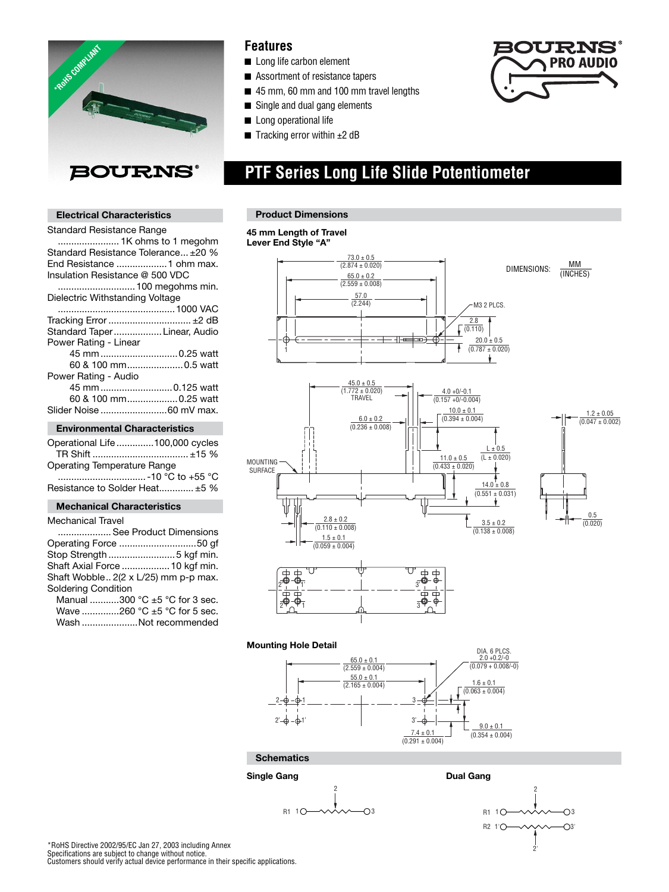# PTF Series Long Life Slide Potentiometer

## Features

- Long life carbon element
- Assortment of resistance tapers
- 45 mm, 60 mm and 100 mm travel lengths
- Single and dual gang elements
- Long operational life
- Tracking error within ±2 dB

## Electrical Characteristics

Standard Resistance Range ....................... 1K ohms to 1 megohm
Standard Resistance Tolerance... ±20 %
End Resistance ...................1 ohm max.
Insulation Resistance @ 500 VDC ............................. 100 megohms min.
Dielectric Withstanding Voltage ........................................... 1000 VAC
Tracking Error ............................... ±2 dB
Standard Taper.................. Linear, Audio
Power Rating - Linear
- 45 mm............................. 0.25 watt
- 60 & 100 mm..................... 0.5 watt

Power Rating - Audio
- 45 mm........................... 0.125 watt
- 60 & 100 mm................... 0.25 watt

Slider Noise ......................... 60 mV max.

## Environmental Characteristics

Operational Life ............. 100,000 cycles
- TR Shift .................................... ±15 %

Operating Temperature Range ................................. -10 °C to +55 °C
Resistance to Solder Heat............. ±5 %

## Mechanical Characteristics

Mechanical Travel .................... See Product Dimensions
Operating Force ............................. 50 gf
Stop Strength .......................... 5 kgf min.
Shaft Axial Force .................. 10 kgf min.
Shaft Wobble.. 2(2 x L/25) mm p-p max.
Soldering Condition
- Manual ...........300 °C ±5 °C for 3 sec.
- Wave ..............260 °C ±5 °C for 5 sec.
- Wash ..................... Not recommended

## Product Dimensions

**45 mm Length of Travel**
**Lever End Style "A"**

DIMENSIONS: MM (INCHES)

73.0 ± 0.5 (2.874 ± 0.020)
65.0 ± 0.2 (2.559 ± 0.008)
57.0 (2.244)
M3 2 PLCS.
2.8 (0.110)
20.0 ± 0.5 (0.787 ± 0.020)
45.0 ± 0.5 (1.772 ± 0.020) TRAVEL
4.0 +0/-0.1 (0.157 +0/-0.004)
10.0 ± 0.1 (0.394 ± 0.004)
6.0 ± 0.2 (0.236 ± 0.008)
1.2 ± 0.05 (0.047 ± 0.002)
L ± 0.5 (L ± 0.020)
11.0 ± 0.5 (0.433 ± 0.020)
MOUNTING SURFACE
14.0 ± 0.8 (0.551 ± 0.031)
0.5 (0.020)
2.8 ± 0.2 (0.110 ± 0.008)
3.5 ± 0.2 (0.138 ± 0.008)
1.5 ± 0.1 (0.059 ± 0.004)

**Mounting Hole Detail**

DIA. 6 PLCS. 2.0 +0.2/-0 (0.079 + 0.008/-0)
65.0 ± 0.1 (2.559 ± 0.004)
55.0 ± 0.1 (2.165 ± 0.004)
1.6 ± 0.1 (0.063 ± 0.004)
9.0 ± 0.1 (0.354 ± 0.004)
7.4 ± 0.1 (0.291 ± 0.004)

## Schematics

**Single Gang**

R1 1 — 2 — 3

**Dual Gang**

R1 1 — 2 — 3
R2 1' — 2' — 3'

*RoHS Directive 2002/95/EC Jan 27, 2003 including Annex
Specifications are subject to change without notice.
Customers should verify actual device performance in their specific applications.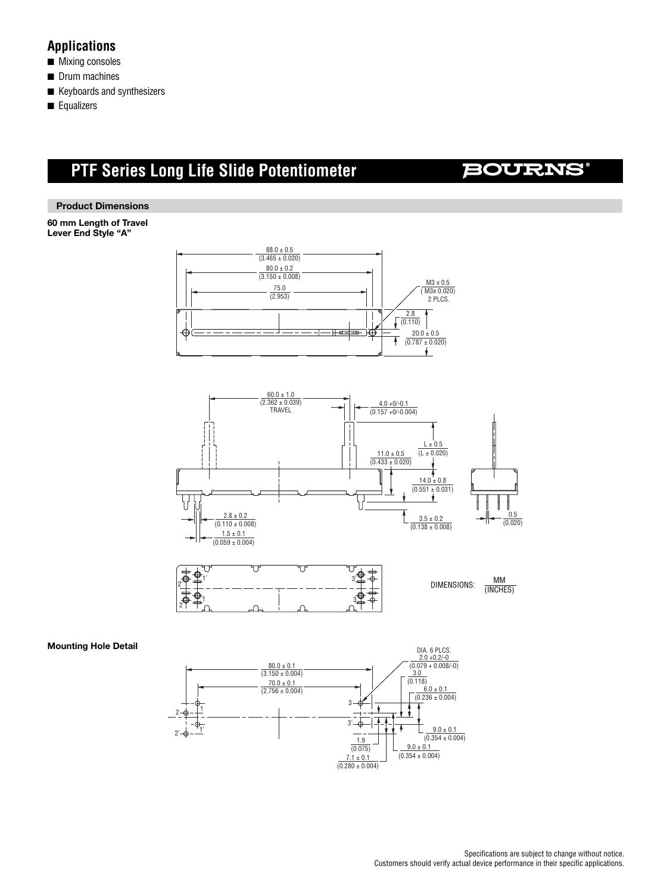## Applications

- Mixing consoles
- Drum machines
- Keyboards and synthesizers
- Equalizers

# PTF Series Long Life Slide Potentiometer

BOURNS®

### Product Dimensions

**60 mm Length of Travel**
**Lever End Style "A"**

88.0 ± 0.5
(3.465 ± 0.020)
80.0 ± 0.2
(3.150 ± 0.008)
75.0
(2.953)
M3 x 0.5
(M3x 0.020)
2 PLCS.
2.8
(0.110)
20.0 ± 0.5
(0.787 ± 0.020)

60.0 ± 1.0
(2.362 ± 0.039)
TRAVEL
4.0 +0/-0.1
(0.157 +0/-0.004)
L ± 0.5
(L ± 0.020)
11.0 ± 0.5
(0.433 ± 0.020)
14.0 ± 0.8
(0.551 ± 0.031)
2.8 ± 0.2
(0.110 ± 0.008)
1.5 ± 0.1
(0.059 ± 0.004)
3.5 ± 0.2
(0.138 ± 0.008)
0.5
(0.020)

DIMENSIONS: MM
(INCHES)

**Mounting Hole Detail**

DIA. 6 PLCS.
2.0 +0.2/-0
(0.079 + 0.008/-0)
3.0
(0.118)
6.0 ± 0.1
(0.236 ± 0.004)
80.0 ± 0.1
(3.150 ± 0.004)
70.0 ± 0.1
(2.756 ± 0.004)
9.0 ± 0.1
(0.354 ± 0.004)
9.0 ± 0.1
(0.354 ± 0.004)
1.9
(0.075)
7.1 ± 0.1
(0.280 ± 0.004)

Specifications are subject to change without notice.
Customers should verify actual device performance in their specific applications.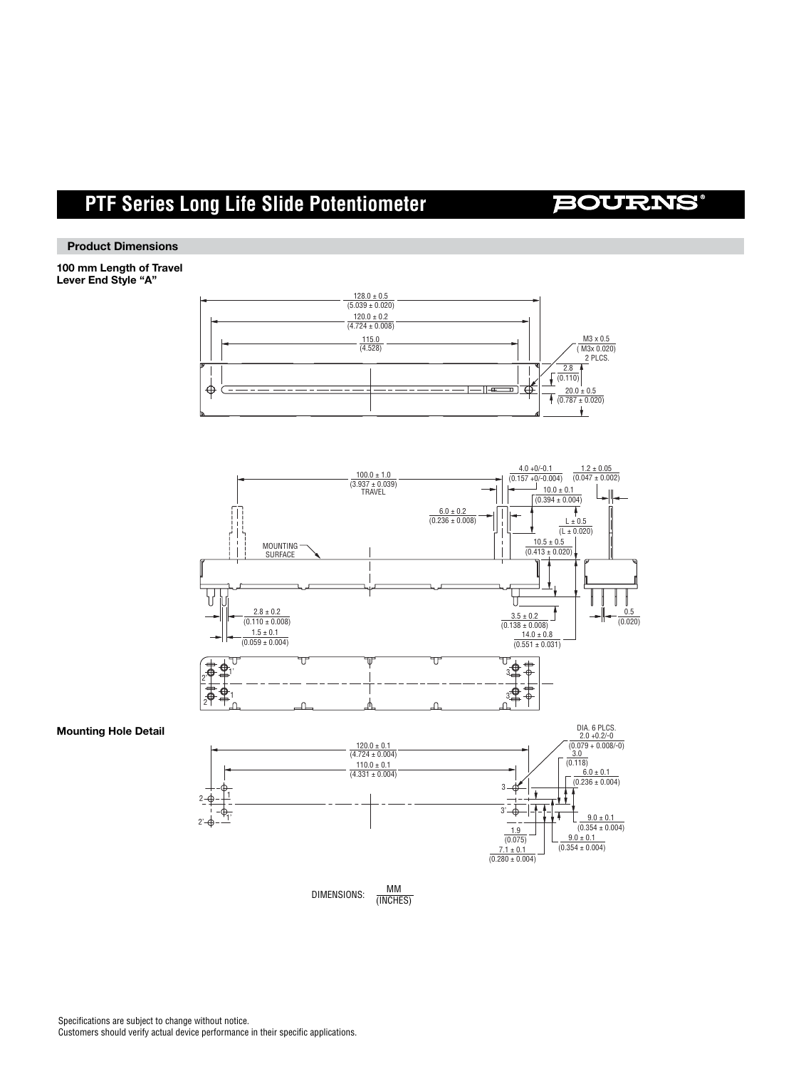# PTF Series Long Life Slide Potentiometer

## Product Dimensions

**100 mm Length of Travel**
**Lever End Style "A"**

128.0 ± 0.5
(5.039 ± 0.020)

120.0 ± 0.2
(4.724 ± 0.008)

115.0
(4.528)

M3 x 0.5
( M3x 0.020)
2 PLCS.

2.8
(0.110)

20.0 ± 0.5
(0.787 ± 0.020)

100.0 ± 1.0
(3.937 ± 0.039)
TRAVEL

4.0 +0/-0.1
(0.157 +0/-0.004)

1.2 ± 0.05
(0.047 ± 0.002)

10.0 ± 0.1
(0.394 ± 0.004)

6.0 ± 0.2
(0.236 ± 0.008)

L ± 0.5
(L ± 0.020)

10.5 ± 0.5
(0.413 ± 0.020)

MOUNTING
SURFACE

2.8 ± 0.2
(0.110 ± 0.008)

1.5 ± 0.1
(0.059 ± 0.004)

3.5 ± 0.2
(0.138 ± 0.008)

14.0 ± 0.8
(0.551 ± 0.031)

0.5
(0.020)

1'
2'
1
2
3'
3

**Mounting Hole Detail**

DIA. 6 PLCS.
2.0 +0.2/-0
(0.079 + 0.008/-0)

120.0 ± 0.1
(4.724 ± 0.004)

110.0 ± 0.1
(4.331 ± 0.004)

3.0
(0.118)

6.0 ± 0.1
(0.236 ± 0.004)

9.0 ± 0.1
(0.354 ± 0.004)

9.0 ± 0.1
(0.354 ± 0.004)

1.9
(0.075)

7.1 ± 0.1
(0.280 ± 0.004)

2
1
1'
2'
3
3'

DIMENSIONS: MM / (INCHES)

Specifications are subject to change without notice.
Customers should verify actual device performance in their specific applications.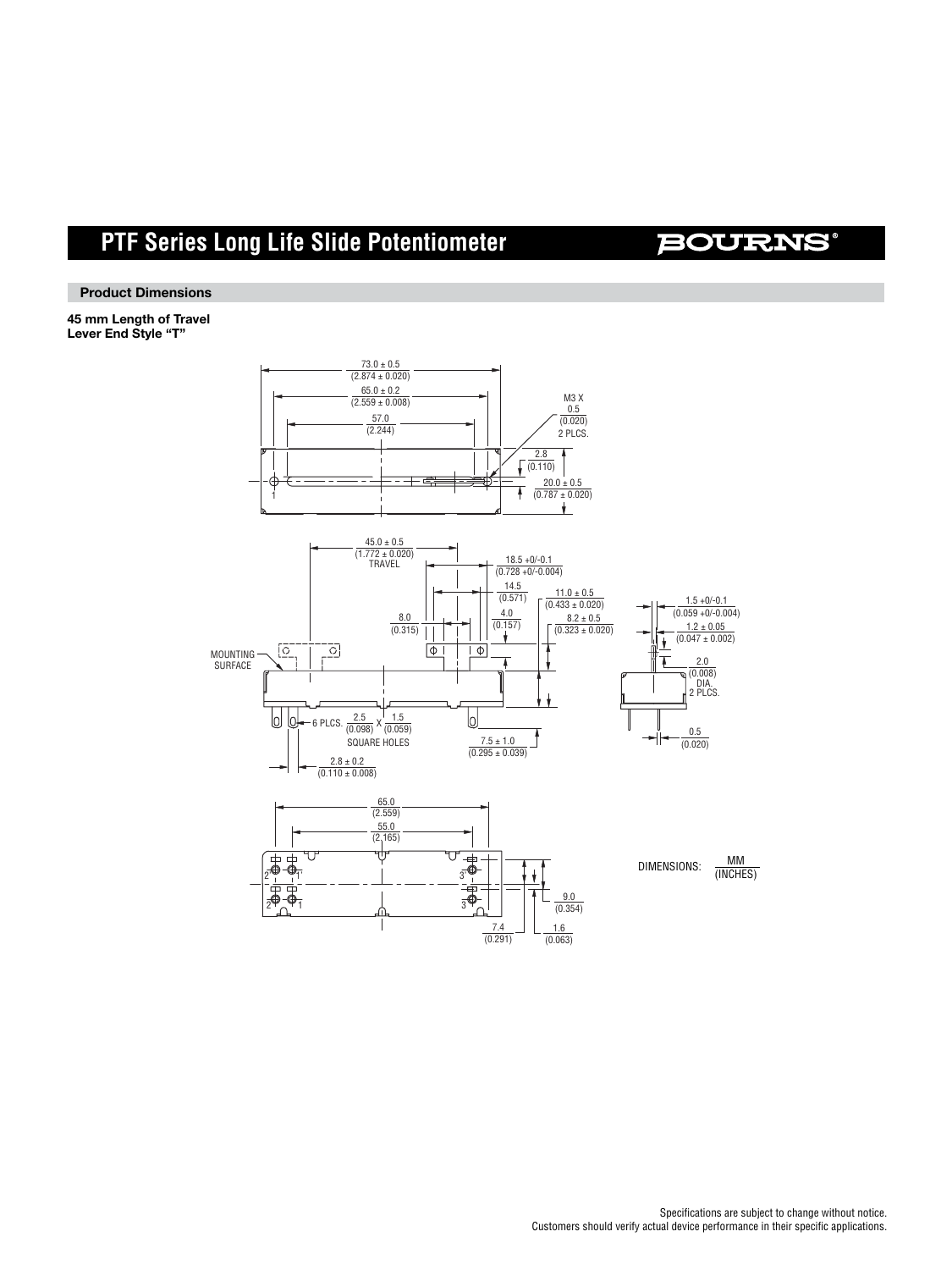# PTF Series Long Life Slide Potentiometer

## Product Dimensions

**45 mm Length of Travel**
**Lever End Style "T"**

73.0 ± 0.5
(2.874 ± 0.020)

65.0 ± 0.2
(2.559 ± 0.008)

57.0
(2.244)

M3 X
0.5
(0.020)
2 PLCS.

2.8
(0.110)

20.0 ± 0.5
(0.787 ± 0.020)

1

45.0 ± 0.5
(1.772 ± 0.020)
TRAVEL

18.5 +0/-0.1
(0.728 +0/-0.004)

14.5
(0.571)

11.0 ± 0.5
(0.433 ± 0.020)

8.0
(0.315)

4.0
(0.157)

8.2 ± 0.5
(0.323 ± 0.020)

1.5 +0/-0.1
(0.059 +0/-0.004)

1.2 ± 0.05
(0.047 ± 0.002)

2.0
(0.008)
DIA.
2 PLCS.

MOUNTING
SURFACE

6 PLCS. 2.5 (0.098) X 1.5 (0.059)
SQUARE HOLES

7.5 ± 1.0
(0.295 ± 0.039)

0.5
(0.020)

2.8 ± 0.2
(0.110 ± 0.008)

65.0
(2.559)

55.0
(2.165)

2 1 3
2 1 3

9.0
(0.354)

7.4
(0.291)

1.6
(0.063)

DIMENSIONS: MM (INCHES)

Specifications are subject to change without notice.
Customers should verify actual device performance in their specific applications.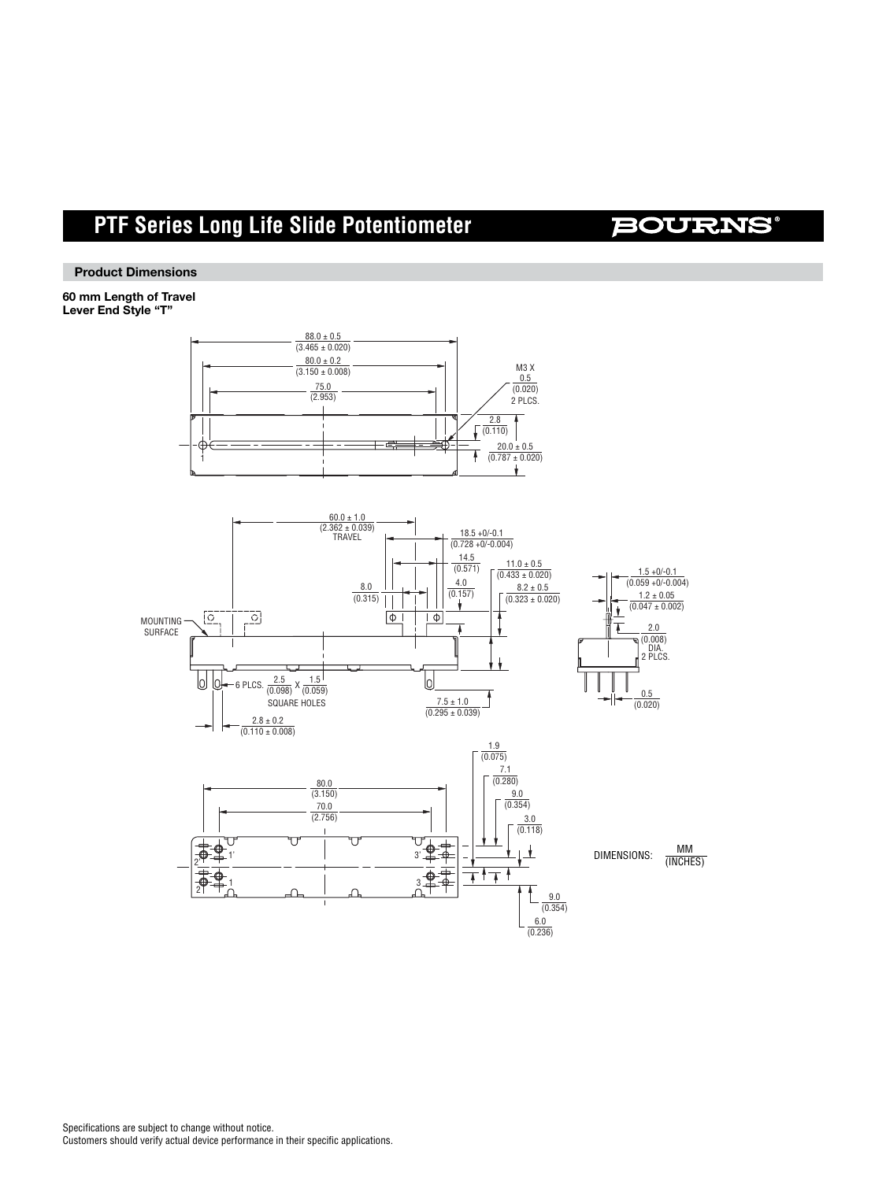# PTF Series Long Life Slide Potentiometer

## Product Dimensions

**60 mm Length of Travel**
**Lever End Style "T"**

88.0 ± 0.5
(3.465 ± 0.020)

80.0 ± 0.2
(3.150 ± 0.008)

75.0
(2.953)

M3 X
0.5
(0.020)
2 PLCS.

2.8
(0.110)

20.0 ± 0.5
(0.787 ± 0.020)

1

60.0 ± 1.0
(2.362 ± 0.039)
TRAVEL

18.5 +0/-0.1
(0.728 +0/-0.004)

14.5
(0.571)

11.0 ± 0.5
(0.433 ± 0.020)

8.0
(0.315)

4.0
(0.157)

8.2 ± 0.5
(0.323 ± 0.020)

1.5 +0/-0.1
(0.059 +0/-0.004)

1.2 ± 0.05
(0.047 ± 0.002)

2.0
(0.008)
DIA.
2 PLCS.

MOUNTING SURFACE

6 PLCS. 2.5 (0.098) X 1.5 (0.059)
SQUARE HOLES

7.5 ± 1.0
(0.295 ± 0.039)

0.5
(0.020)

2.8 ± 0.2
(0.110 ± 0.008)

1.9
(0.075)

7.1
(0.280)

9.0
(0.354)

3.0
(0.118)

80.0
(3.150)

70.0
(2.756)

2' 1' 3'
2 1 3

9.0
(0.354)

6.0
(0.236)

DIMENSIONS: MM / (INCHES)

Specifications are subject to change without notice.
Customers should verify actual device performance in their specific applications.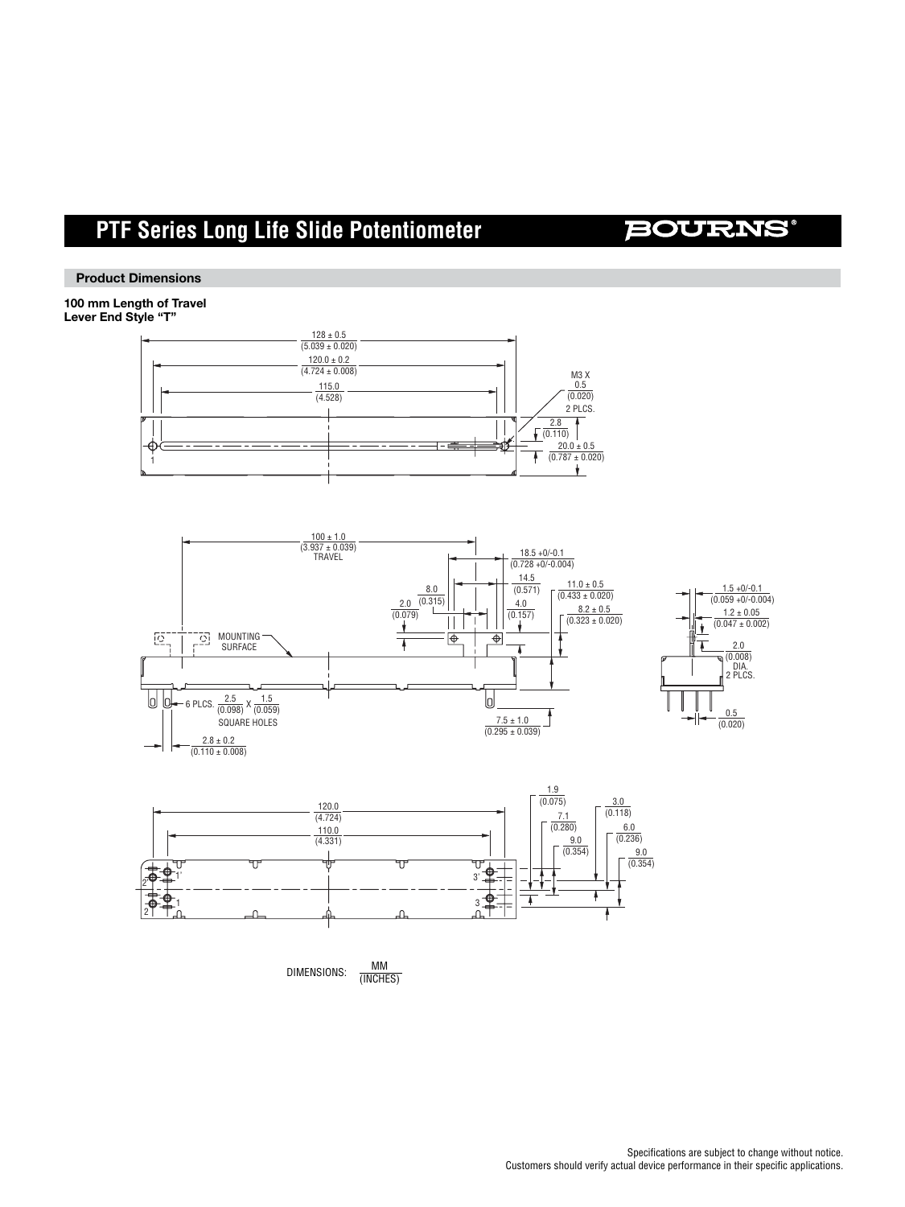# PTF Series Long Life Slide Potentiometer

## Product Dimensions

**100 mm Length of Travel**
**Lever End Style "T"**

128 ± 0.5
(5.039 ± 0.020)

120.0 ± 0.2
(4.724 ± 0.008)

115.0
(4.528)

M3 X
0.5
(0.020)
2 PLCS.

2.8
(0.110)

20.0 ± 0.5
(0.787 ± 0.020)

1

100 ± 1.0
(3.937 ± 0.039)
TRAVEL

18.5 +0/-0.1
(0.728 +0/-0.004)

14.5
(0.571)

8.0
(0.315)

2.0
(0.079)

4.0
(0.157)

11.0 ± 0.5
(0.433 ± 0.020)

8.2 ± 0.5
(0.323 ± 0.020)

MOUNTING
SURFACE

6 PLCS. 2.5/(0.098) X 1.5/(0.059)
SQUARE HOLES

2.8 ± 0.2
(0.110 ± 0.008)

7.5 ± 1.0
(0.295 ± 0.039)

1.5 +0/-0.1
(0.059 +0/-0.004)

1.2 ± 0.05
(0.047 ± 0.002)

2.0
(0.008)
DIA.
2 PLCS.

0.5
(0.020)

120.0
(4.724)

110.0
(4.331)

1.9
(0.075)

7.1
(0.280)

9.0
(0.354)

3.0
(0.118)

6.0
(0.236)

9.0
(0.354)

2' 1' 3'
2 1 3

DIMENSIONS: MM/(INCHES)

Specifications are subject to change without notice.
Customers should verify actual device performance in their specific applications.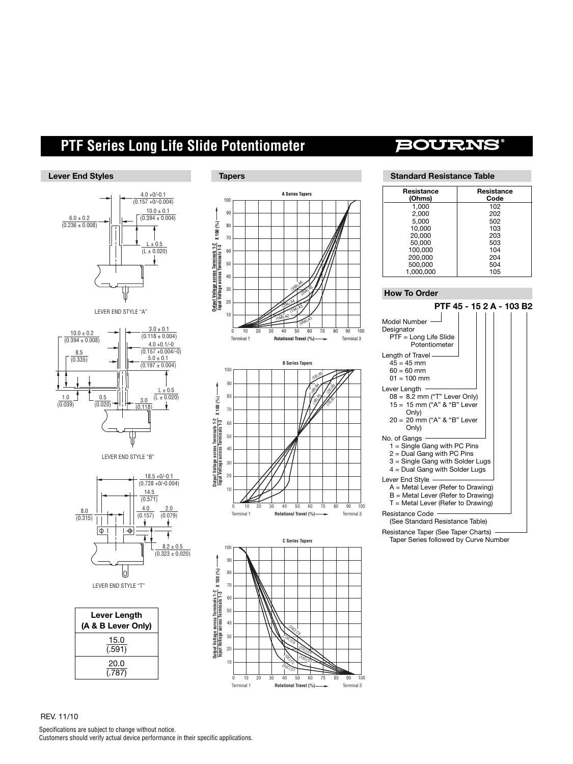# PTF Series Long Life Slide Potentiometer

## Lever End Styles

4.0 +0/-0.1
(0.157 +0/-0.004)

10.0 ± 0.1
(0.394 ± 0.004)

6.0 ± 0.2
(0.236 ± 0.008)

L ± 0.5
(L ± 0.020)

LEVER END STYLE "A"

10.0 ± 0.2
(0.394 ± 0.008)

3.0 ± 0.1
(0.118 ± 0.004)

4.0 +0.1/-0
(0.157 +0.004/-0)

8.5
(0.335)

5.0 ± 0.1
(0.197 ± 0.004)

L ± 0.5
(L ± 0.020)

1.0
(0.039)

0.5
(0.020)

3.0
(0.118)

LEVER END STYLE "B"

18.5 +0/-0.1
(0.728 +0/-0.004)

14.5
(0.571)

8.0
(0.315)

4.0
(0.157)

2.0
(0.079)

8.2 ± 0.5
(0.323 ± 0.020)

LEVER END STYLE "T"

| Lever Length (A & B Lever Only) |
|---|
| 15.0 (.591) |
| 20.0 (.787) |

## Tapers

A Series Tapers

Output Voltage across Terminals 1-2 / Input Voltage across Terminals 1-3 X 100 (%)

(30A)-A6
(25A)-A5
(20A)-A4
(15A)-A3
(10A)-A2
(05A)-A1

Terminal 1 — Rotational Travel (%) — Terminal 3

B Series Tapers

Output Voltage across Terminals 1-2 / Input Voltage across Terminals 1-3 X 100 (%)

(5B)-B5
(4B)-B4
(3B)-B3
(2B)-B2
(1B)-B1

Terminal 1 — Rotational Travel (%) — Terminal 3

C Series Tapers

Output Voltage across Terminals 1-2 / Input Voltage across Terminals 1-3 X 100 (%)

(30C)-C6
(25C)-C5
(20C)-C4
(15C)-C3
(10C)-C2
(05C)-C1

Terminal 1 — Rotational Travel (%) — Terminal 3

## Standard Resistance Table

| Resistance (Ohms) | Resistance Code |
|---|---|
| 1,000 | 102 |
| 2,000 | 202 |
| 5,000 | 502 |
| 10,000 | 103 |
| 20,000 | 203 |
| 50,000 | 503 |
| 100,000 | 104 |
| 200,000 | 204 |
| 500,000 | 504 |
| 1,000,000 | 105 |

## How To Order

**PTF 45 - 15 2 A - 103 B2**

Model Number Designator
- PTF = Long Life Slide Potentiometer

Length of Travel
- 45 = 45 mm
- 60 = 60 mm
- 01 = 100 mm

Lever Length
- 08 = 8.2 mm ("T" Lever Only)
- 15 = 15 mm ("A" & "B" Lever Only)
- 20 = 20 mm ("A" & "B" Lever Only)

No. of Gangs
- 1 = Single Gang with PC Pins
- 2 = Dual Gang with PC Pins
- 3 = Single Gang with Solder Lugs
- 4 = Dual Gang with Solder Lugs

Lever End Style
- A = Metal Lever (Refer to Drawing)
- B = Metal Lever (Refer to Drawing)
- T = Metal Lever (Refer to Drawing)

Resistance Code
- (See Standard Resistance Table)

Resistance Taper (See Taper Charts)
- Taper Series followed by Curve Number

REV. 11/10

Specifications are subject to change without notice.
Customers should verify actual device performance in their specific applications.